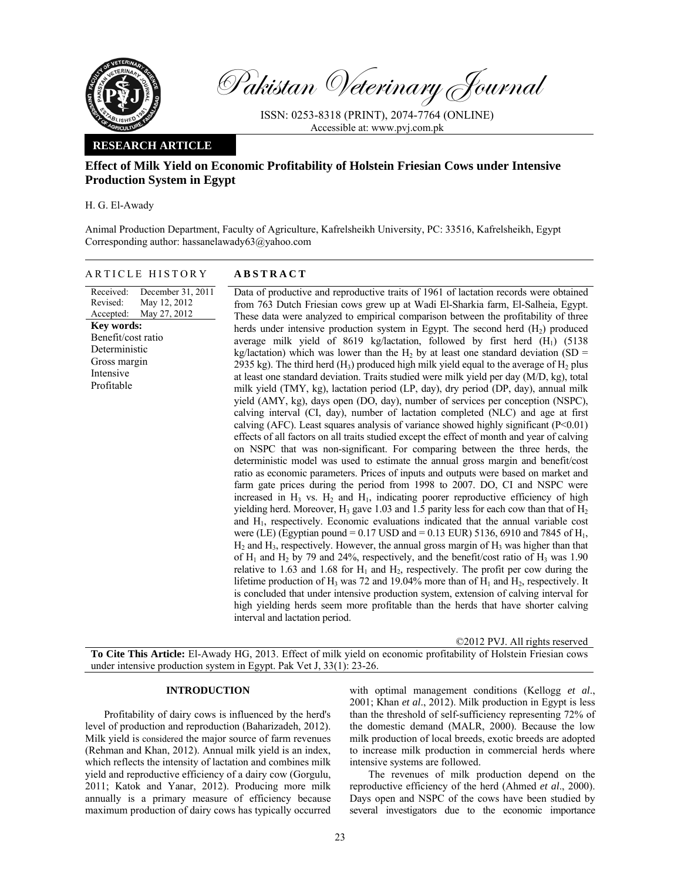# Effect of Milk Yield on Economic Profitability of Holstein Friesian Cows under Intensive Production System in Egypt

H. G. El-Awady

Animal Production Department, Faculty of Agriculture, Kafrelsheikh University, PC: 33516, Kafrelsheikh, Egypt
Corresponding author: hassanelawady63@yahoo.com

## ARTICLE HISTORY

Received: December 31, 2011
Revised: May 12, 2012
Accepted: May 27, 2012

**Key words:**
Benefit/cost ratio
Deterministic
Gross margin
Intensive
Profitable

## ABSTRACT

Data of productive and reproductive traits of 1961 of lactation records were obtained from 763 Dutch Friesian cows grew up at Wadi El-Sharkia farm, El-Salheia, Egypt. These data were analyzed to empirical comparison between the profitability of three herds under intensive production system in Egypt. The second herd ($H_2$) produced average milk yield of 8619 kg/lactation, followed by first herd ($H_1$) (5138 kg/lactation) which was lower than the $H_2$ by at least one standard deviation (SD = 2935 kg). The third herd ($H_3$) produced high milk yield equal to the average of $H_2$ plus at least one standard deviation. Traits studied were milk yield per day (M/D, kg), total milk yield (TMY, kg), lactation period (LP, day), dry period (DP, day), annual milk yield (AMY, kg), days open (DO, day), number of services per conception (NSPC), calving interval (CI, day), number of lactation completed (NLC) and age at first calving (AFC). Least squares analysis of variance showed highly significant ($P<0.01$) effects of all factors on all traits studied except the effect of month and year of calving on NSPC that was non-significant. For comparing between the three herds, the deterministic model was used to estimate the annual gross margin and benefit/cost ratio as economic parameters. Prices of inputs and outputs were based on market and farm gate prices during the period from 1998 to 2007. DO, CI and NSPC were increased in $H_3$ vs. $H_2$ and $H_1$, indicating poorer reproductive efficiency of high yielding herd. Moreover, $H_3$ gave 1.03 and 1.5 parity less for each cow than that of $H_2$ and $H_1$, respectively. Economic evaluations indicated that the annual variable cost were (LE) (Egyptian pound = 0.17 USD and = 0.13 EUR) 5136, 6910 and 7845 of $H_1$, $H_2$ and $H_3$, respectively. However, the annual gross margin of $H_3$ was higher than that of $H_1$ and $H_2$ by 79 and 24%, respectively, and the benefit/cost ratio of $H_3$ was 1.90 relative to 1.63 and 1.68 for $H_1$ and $H_2$, respectively. The profit per cow during the lifetime production of $H_3$ was 72 and 19.04% more than of $H_1$ and $H_2$, respectively. It is concluded that under intensive production system, extension of calving interval for high yielding herds seem more profitable than the herds that have shorter calving interval and lactation period.

©2012 PVJ. All rights reserved

**To Cite This Article:** El-Awady HG, 2013. Effect of milk yield on economic profitability of Holstein Friesian cows under intensive production system in Egypt. Pak Vet J, 33(1): 23-26.

## INTRODUCTION

Profitability of dairy cows is influenced by the herd's level of production and reproduction (Baharizadeh, 2012). Milk yield is considered the major source of farm revenues (Rehman and Khan, 2012). Annual milk yield is an index, which reflects the intensity of lactation and combines milk yield and reproductive efficiency of a dairy cow (Gorgulu, 2011; Katok and Yanar, 2012). Producing more milk annually is a primary measure of efficiency because maximum production of dairy cows has typically occurred with optimal management conditions (Kellogg *et al*., 2001; Khan *et al*., 2012). Milk production in Egypt is less than the threshold of self-sufficiency representing 72% of the domestic demand (MALR, 2000). Because the low milk production of local breeds, exotic breeds are adopted to increase milk production in commercial herds where intensive systems are followed.

The revenues of milk production depend on the reproductive efficiency of the herd (Ahmed *et al*., 2000). Days open and NSPC of the cows have been studied by several investigators due to the economic importance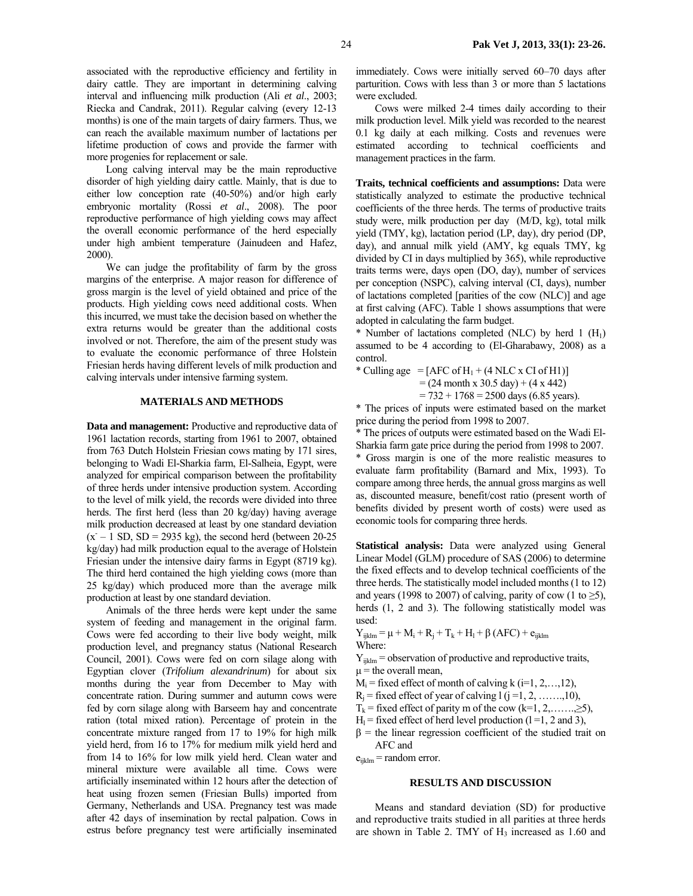associated with the reproductive efficiency and fertility in dairy cattle. They are important in determining calving interval and influencing milk production (Ali *et al*., 2003; Riecka and Candrak, 2011). Regular calving (every 12-13 months) is one of the main targets of dairy farmers. Thus, we can reach the available maximum number of lactations per lifetime production of cows and provide the farmer with more progenies for replacement or sale.

Long calving interval may be the main reproductive disorder of high yielding dairy cattle. Mainly, that is due to either low conception rate (40-50%) and/or high early embryonic mortality (Rossi *et al*., 2008). The poor reproductive performance of high yielding cows may affect the overall economic performance of the herd especially under high ambient temperature (Jainudeen and Hafez, 2000).

We can judge the profitability of farm by the gross margins of the enterprise. A major reason for difference of gross margin is the level of yield obtained and price of the products. High yielding cows need additional costs. When this incurred, we must take the decision based on whether the extra returns would be greater than the additional costs involved or not. Therefore, the aim of the present study was to evaluate the economic performance of three Holstein Friesian herds having different levels of milk production and calving intervals under intensive farming system.

## MATERIALS AND METHODS

**Data and management:** Productive and reproductive data of 1961 lactation records, starting from 1961 to 2007, obtained from 763 Dutch Holstein Friesian cows mating by 171 sires, belonging to Wadi El-Sharkia farm, El-Salheia, Egypt, were analyzed for empirical comparison between the profitability of three herds under intensive production system. According to the level of milk yield, the records were divided into three herds. The first herd (less than 20 kg/day) having average milk production decreased at least by one standard deviation ($\bar{x}$ – 1 SD, SD = 2935 kg), the second herd (between 20-25 kg/day) had milk production equal to the average of Holstein Friesian under the intensive dairy farms in Egypt (8719 kg). The third herd contained the high yielding cows (more than 25 kg/day) which produced more than the average milk production at least by one standard deviation.

Animals of the three herds were kept under the same system of feeding and management in the original farm. Cows were fed according to their live body weight, milk production level, and pregnancy status (National Research Council, 2001). Cows were fed on corn silage along with Egyptian clover (*Trifolium alexandrinum*) for about six months during the year from December to May with concentrate ration. During summer and autumn cows were fed by corn silage along with Barseem hay and concentrate ration (total mixed ration). Percentage of protein in the concentrate mixture ranged from 17 to 19% for high milk yield herd, from 16 to 17% for medium milk yield herd and from 14 to 16% for low milk yield herd. Clean water and mineral mixture were available all time. Cows were artificially inseminated within 12 hours after the detection of heat using frozen semen (Friesian Bulls) imported from Germany, Netherlands and USA. Pregnancy test was made after 42 days of insemination by rectal palpation. Cows in estrus before pregnancy test were artificially inseminated immediately. Cows were initially served 60–70 days after parturition. Cows with less than 3 or more than 5 lactations were excluded.

Cows were milked 2-4 times daily according to their milk production level. Milk yield was recorded to the nearest 0.1 kg daily at each milking. Costs and revenues were estimated according to technical coefficients and management practices in the farm.

**Traits, technical coefficients and assumptions:** Data were statistically analyzed to estimate the productive technical coefficients of the three herds. The terms of productive traits study were, milk production per day (M/D, kg), total milk yield (TMY, kg), lactation period (LP, day), dry period (DP, day), and annual milk yield (AMY, kg equals TMY, kg divided by CI in days multiplied by 365), while reproductive traits terms were, days open (DO, day), number of services per conception (NSPC), calving interval (CI, days), number of lactations completed [parities of the cow (NLC)] and age at first calving (AFC). Table 1 shows assumptions that were adopted in calculating the farm budget.

* Number of lactations completed (NLC) by herd 1 ($H_1$) assumed to be 4 according to (El-Gharabawy, 2008) as a control.

* Culling age = [AFC of $H_1$ + (4 NLC x CI of H1)]
= (24 month x 30.5 day) + (4 x 442)
= 732 + 1768 = 2500 days (6.85 years).

* The prices of inputs were estimated based on the market price during the period from 1998 to 2007.

* The prices of outputs were estimated based on the Wadi El-Sharkia farm gate price during the period from 1998 to 2007.

* Gross margin is one of the more realistic measures to evaluate farm profitability (Barnard and Mix, 1993). To compare among three herds, the annual gross margins as well as, discounted measure, benefit/cost ratio (present worth of benefits divided by present worth of costs) were used as economic tools for comparing three herds.

**Statistical analysis:** Data were analyzed using General Linear Model (GLM) procedure of SAS (2006) to determine the fixed effects and to develop technical coefficients of the three herds. The statistically model included months (1 to 12) and years (1998 to 2007) of calving, parity of cow (1 to ≥5), herds (1, 2 and 3). The following statistically model was used:

$$Y_{ijklm} = \mu + M_i + R_j + T_k + H_l + \beta\,(AFC) + e_{ijklm}$$

Where:

$Y_{ijklm}$ = observation of productive and reproductive traits,
$\mu$ = the overall mean,
$M_i$ = fixed effect of month of calving k (i=1, 2,…,12),
$R_j$ = fixed effect of year of calving l (j =1, 2, …….,10),
$T_k$ = fixed effect of parity m of the cow (k=1, 2,…….,≥5),
$H_l$ = fixed effect of herd level production (l =1, 2 and 3),
$\beta$ = the linear regression coefficient of the studied trait on AFC and
$e_{ijklm}$ = random error.

## RESULTS AND DISCUSSION

Means and standard deviation (SD) for productive and reproductive traits studied in all parities at three herds are shown in Table 2. TMY of $H_3$ increased as 1.60 and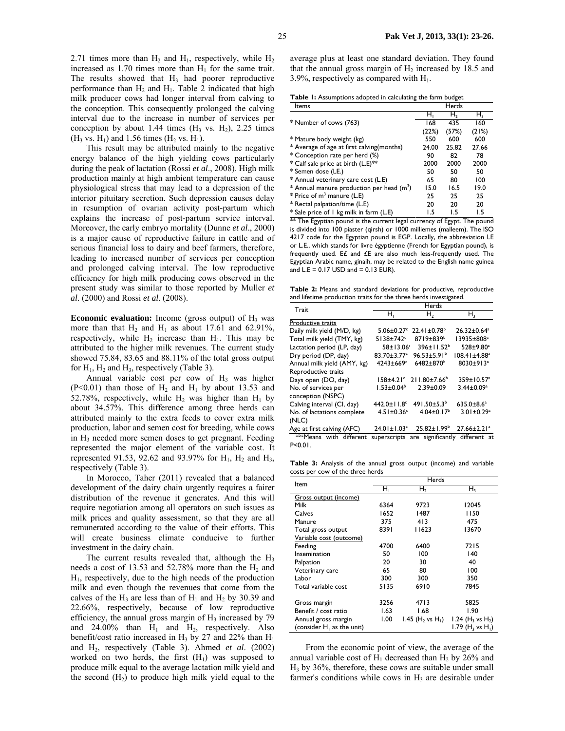2.71 times more than $H_2$ and $H_1$, respectively, while $H_2$ increased as 1.70 times more than $H_1$ for the same trait. The results showed that $H_3$ had poorer reproductive performance than $H_2$ and $H_1$. Table 2 indicated that high milk producer cows had longer interval from calving to the conception. This consequently prolonged the calving interval due to the increase in number of services per conception by about 1.44 times ($H_3$ vs. $H_2$), 2.25 times ($H_3$ vs. $H_1$) and 1.56 times ($H_2$ vs. $H_1$).

This result may be attributed mainly to the negative energy balance of the high yielding cows particularly during the peak of lactation (Rossi *et al*., 2008). High milk production mainly at high ambient temperature can cause physiological stress that may lead to a depression of the interior pituitary secretion. Such depression causes delay in resumption of ovarian activity post-partum which explains the increase of post-partum service interval. Moreover, the early embryo mortality (Dunne *et al*., 2000) is a major cause of reproductive failure in cattle and of serious financial loss to dairy and beef farmers, therefore, leading to increased number of services per conception and prolonged calving interval. The low reproductive efficiency for high milk producing cows observed in the present study was similar to those reported by Muller *et al*. (2000) and Rossi *et al*. (2008).

**Economic evaluation:** Income (gross output) of $H_3$ was more than that $H_2$ and $H_1$ as about 17.61 and 62.91%, respectively, while $H_2$ increase than $H_1$. This may be attributed to the higher milk revenues. The current study showed 75.84, 83.65 and 88.11% of the total gross output for $H_1$, $H_2$ and $H_3$, respectively (Table 3).

Annual variable cost per cow of $H_3$ was higher ($P<0.01$) than those of $H_2$ and $H_1$ by about 13.53 and 52.78%, respectively, while $H_2$ was higher than $H_1$ by about 34.57%. This difference among three herds can attributed mainly to the extra feeds to cover extra milk production, labor and semen cost for breeding, while cows in $H_3$ needed more semen doses to get pregnant. Feeding represented the major element of the variable cost. It represented 91.53, 92.62 and 93.97% for $H_1$, $H_2$ and $H_3$, respectively (Table 3).

In Morocco, Taher (2011) revealed that a balanced development of the dairy chain urgently requires a fairer distribution of the revenue it generates. And this will require negotiation among all operators on such issues as milk prices and quality assessment, so that they are all remunerated according to the value of their efforts. This will create business climate conducive to further investment in the dairy chain.

The current results revealed that, although the $H_3$ needs a cost of 13.53 and 52.78% more than the $H_2$ and $H_1$, respectively, due to the high needs of the production milk and even though the revenues that come from the calves of the $H_3$ are less than of $H_1$ and $H_2$ by 30.39 and 22.66%, respectively, because of low reproductive efficiency, the annual gross margin of $H_3$ increased by 79 and 24.00% than $H_1$ and $H_2$, respectively. Also benefit/cost ratio increased in $H_3$ by 27 and 22% than $H_1$ and $H_2$, respectively (Table 3). Ahmed *et al*. (2002) worked on two herds, the first ($H_1$) was supposed to produce milk equal to the average lactation milk yield and the second ($H_2$) to produce high milk yield equal to the average plus at least one standard deviation. They found that the annual gross margin of $H_2$ increased by 18.5 and 3.9%, respectively as compared with $H_1$.

**Table 1:** Assumptions adopted in calculating the farm budget

| Items | Herds | | |
|---|---|---|---|
| | $H_1$ | $H_2$ | $H_3$ |
| * Number of cows (763) | 168 (22%) | 435 (57%) | 160 (21%) |
| * Mature body weight (kg) | 550 | 600 | 600 |
| * Average of age at first calving(months) | 24.00 | 25.82 | 27.66 |
| * Conception rate per herd (%) | 90 | 82 | 78 |
| * Calf sale price at birth (L.E)** | 2000 | 2000 | 2000 |
| * Semen dose (LE.) | 50 | 50 | 50 |
| * Annual veterinary care cost (L.E) | 65 | 80 | 100 |
| * Annual manure production per head ($m^3$) | 15.0 | 16.5 | 19.0 |
| * Price of $m^3$ manure (L.E) | 25 | 25 | 25 |
| * Rectal palpation/time (L.E) | 20 | 20 | 20 |
| * Sale price of 1 kg milk in farm (L.E) | 1.5 | 1.5 | 1.5 |

** The Egyptian pound is the current legal currency of Egypt. The pound is divided into 100 piaster (qirsh) or 1000 milliemes (malleem). The ISO 4217 code for the Egyptian pound is EGP. Locally, the abbreviation LE or L.E., which stands for livre égyptienne (French for Egyptian pound), is frequently used. E£ and £E are also much less-frequently used. The Egyptian Arabic name, ginaih, may be related to the English name guinea and L.E = 0.17 USD and = 0.13 EUR).

**Table 2:** Means and standard deviations for productive, reproductive and lifetime production traits for the three herds investigated.

| Trait | Herds | | |
|---|---|---|---|
| | $H_1$ | $H_2$ | $H_3$ |
| Productive traits | | | |
| Daily milk yield (M/D, kg) | $5.06\pm0.27^c$ | $22.41\pm0.78^b$ | $26.32\pm0.64^a$ |
| Total milk yield (TMY, kg) | $5138\pm742^c$ | $8719\pm839^b$ | $13935\pm808^a$ |
| Lactation period (LP, day) | $58\pm13.06^c$ | $396\pm11.52^b$ | $528\pm9.80^a$ |
| Dry period (DP, day) | $83.70\pm3.77^c$ | $96.53\pm5.91^b$ | $108.41\pm4.88^a$ |
| Annual milk yield (AMY, kg) | $4243\pm669^c$ | $6482\pm870^b$ | $8030\pm913^a$ |
| Reproductive traits | | | |
| Days open (DO, day) | $158\pm4.21^c$ | $211.80\pm7.66^b$ | $359\pm10.57^a$ |
| No. of services per conception (NSPC) | $1.53\pm0.04^b$ | $2.39\pm0.09$ | $3.44\pm0.09^a$ |
| Calving interval (CI, day) | $442.0\pm11.8^c$ | $491.50\pm5.3^b$ | $635.0\pm8.6^a$ |
| No. of lactations complete (NLC) | $4.51\pm0.36^c$ | $4.04\pm0.17^b$ | $3.01\pm0.29^a$ |
| Age at first calving (AFC) | $24.01\pm1.03^c$ | $25.82\pm1.99^b$ | $27.66\pm2.21^a$ |

a,b,cMeans with different superscripts are significantly different at P<0.01.

**Table 3:** Analysis of the annual gross output (income) and variable costs per cow of the three herds

| Item | Herds | | |
|---|---|---|---|
| | $H_1$ | $H_2$ | $H_3$ |
| Gross output (income) | | | |
| Milk | 6364 | 9723 | 12045 |
| Calves | 1652 | 1487 | 1150 |
| Manure | 375 | 413 | 475 |
| Total gross output | 8391 | 11623 | 13670 |
| Variable cost (outcome) | | | |
| Feeding | 4700 | 6400 | 7215 |
| Insemination | 50 | 100 | 140 |
| Palpation | 20 | 30 | 40 |
| Veterinary care | 65 | 80 | 100 |
| Labor | 300 | 300 | 350 |
| Total variable cost | 5135 | 6910 | 7845 |
| Gross margin | 3256 | 4713 | 5825 |
| Benefit / cost ratio | 1.63 | 1.68 | 1.90 |
| Annual gross margin (consider $H_1$ as the unit) | 1.00 | 1.45 ($H_2$ vs $H_1$) | 1.24 ($H_3$ vs $H_2$) 1.79 ($H_3$ vs $H_1$) |

From the economic point of view, the average of the annual variable cost of $H_1$ decreased than $H_2$ by 26% and $H_3$ by 36%, therefore, these cows are suitable under small farmer's conditions while cows in $H_3$ are desirable under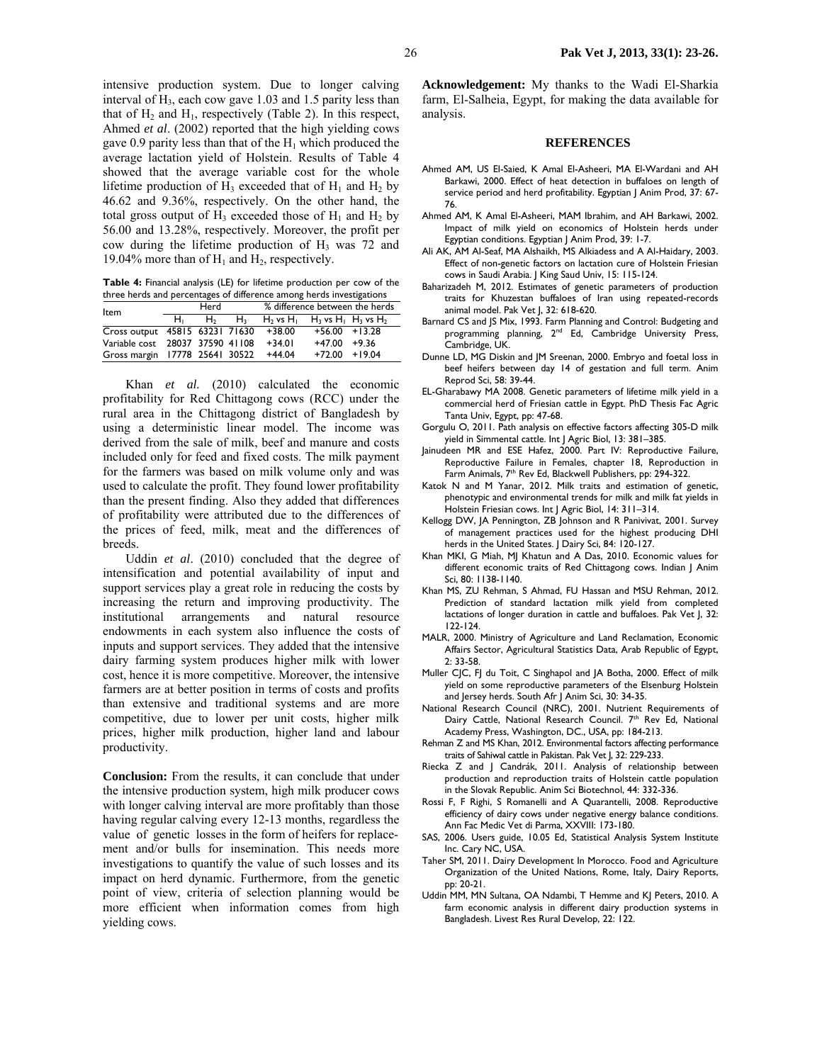intensive production system. Due to longer calving interval of $H_3$, each cow gave 1.03 and 1.5 parity less than that of $H_2$ and $H_1$, respectively (Table 2). In this respect, Ahmed *et al*. (2002) reported that the high yielding cows gave 0.9 parity less than that of the $H_1$ which produced the average lactation yield of Holstein. Results of Table 4 showed that the average variable cost for the whole lifetime production of $H_3$ exceeded that of $H_1$ and $H_2$ by 46.62 and 9.36%, respectively. On the other hand, the total gross output of $H_3$ exceeded those of $H_1$ and $H_2$ by 56.00 and 13.28%, respectively. Moreover, the profit per cow during the lifetime production of $H_3$ was 72 and 19.04% more than of $H_1$ and $H_2$, respectively.

**Table 4:** Financial analysis (LE) for lifetime production per cow of the three herds and percentages of difference among herds investigations

| Item | Herd | | | % difference between the herds | | |
|---|---|---|---|---|---|---|
| | $H_1$ | $H_2$ | $H_3$ | $H_2$ vs $H_1$ | $H_3$ vs $H_1$ | $H_3$ vs $H_2$ |
| Cross output | 45815 | 63231 | 71630 | +38.00 | +56.00 | +13.28 |
| Variable cost | 28037 | 37590 | 41108 | +34.01 | +47.00 | +9.36 |
| Gross margin | 17778 | 25641 | 30522 | +44.04 | +72.00 | +19.04 |

Khan *et al.* (2010) calculated the economic profitability for Red Chittagong cows (RCC) under the rural area in the Chittagong district of Bangladesh by using a deterministic linear model. The income was derived from the sale of milk, beef and manure and costs included only for feed and fixed costs. The milk payment for the farmers was based on milk volume only and was used to calculate the profit. They found lower profitability than the present finding. Also they added that differences of profitability were attributed due to the differences of the prices of feed, milk, meat and the differences of breeds.

Uddin *et al*. (2010) concluded that the degree of intensification and potential availability of input and support services play a great role in reducing the costs by increasing the return and improving productivity. The institutional arrangements and natural resource endowments in each system also influence the costs of inputs and support services. They added that the intensive dairy farming system produces higher milk with lower cost, hence it is more competitive. Moreover, the intensive farmers are at better position in terms of costs and profits than extensive and traditional systems and are more competitive, due to lower per unit costs, higher milk prices, higher milk production, higher land and labour productivity.

**Conclusion:** From the results, it can conclude that under the intensive production system, high milk producer cows with longer calving interval are more profitably than those having regular calving every 12-13 months, regardless the value of genetic losses in the form of heifers for replacement and/or bulls for insemination. This needs more investigations to quantify the value of such losses and its impact on herd dynamic. Furthermore, from the genetic point of view, criteria of selection planning would be more efficient when information comes from high yielding cows.

**Acknowledgement:** My thanks to the Wadi El-Sharkia farm, El-Salheia, Egypt, for making the data available for analysis.

## REFERENCES

Ahmed AM, US El-Saied, K Amal El-Asheeri, MA El-Wardani and AH Barkawi, 2000. Effect of heat detection in buffaloes on length of service period and herd profitability. Egyptian J Anim Prod, 37: 67-76.

Ahmed AM, K Amal El-Asheeri, MAM Ibrahim, and AH Barkawi, 2002. Impact of milk yield on economics of Holstein herds under Egyptian conditions. Egyptian J Anim Prod, 39: 1-7.

Ali AK, AM Al-Seaf, MA Alshaikh, MS Alkiadess and A Al-Haidary, 2003. Effect of non-genetic factors on lactation cure of Holstein Friesian cows in Saudi Arabia. J King Saud Univ, 15: 115-124.

Baharizadeh M, 2012. Estimates of genetic parameters of production traits for Khuzestan buffaloes of Iran using repeated-records animal model. Pak Vet J, 32: 618-620.

Barnard CS and JS Mix, 1993. Farm Planning and Control: Budgeting and programming planning, 2nd Ed, Cambridge University Press, Cambridge, UK.

Dunne LD, MG Diskin and JM Sreenan, 2000. Embryo and foetal loss in beef heifers between day 14 of gestation and full term. Anim Reprod Sci, 58: 39-44.

EL-Gharabawy MA 2008. Genetic parameters of lifetime milk yield in a commercial herd of Friesian cattle in Egypt. PhD Thesis Fac Agric Tanta Univ, Egypt, pp: 47-68.

Gorgulu O, 2011. Path analysis on effective factors affecting 305-D milk yield in Simmental cattle. Int J Agric Biol, 13: 381–385.

Jainudeen MR and ESE Hafez, 2000. Part IV: Reproductive Failure, Reproductive Failure in Females, chapter 18, Reproduction in Farm Animals, 7th Rev Ed, Blackwell Publishers, pp: 294-322.

Katok N and M Yanar, 2012. Milk traits and estimation of genetic, phenotypic and environmental trends for milk and milk fat yields in Holstein Friesian cows. Int J Agric Biol, 14: 311–314.

Kellogg DW, JA Pennington, ZB Johnson and R Panivivat, 2001. Survey of management practices used for the highest producing DHI herds in the United States. J Dairy Sci, 84: 120-127.

Khan MKI, G Miah, MJ Khatun and A Das, 2010. Economic values for different economic traits of Red Chittagong cows. Indian J Anim Sci, 80: 1138-1140.

Khan MS, ZU Rehman, S Ahmad, FU Hassan and MSU Rehman, 2012. Prediction of standard lactation milk yield from completed lactations of longer duration in cattle and buffaloes. Pak Vet J, 32: 122-124.

MALR, 2000. Ministry of Agriculture and Land Reclamation, Economic Affairs Sector, Agricultural Statistics Data, Arab Republic of Egypt, 2: 33-58.

Muller CJC, FJ du Toit, C Singhapol and JA Botha, 2000. Effect of milk yield on some reproductive parameters of the Elsenburg Holstein and Jersey herds. South Afr J Anim Sci, 30: 34-35.

National Research Council (NRC), 2001. Nutrient Requirements of Dairy Cattle, National Research Council. 7th Rev Ed, National Academy Press, Washington, DC., USA, pp: 184-213.

Rehman Z and MS Khan, 2012. Environmental factors affecting performance traits of Sahiwal cattle in Pakistan. Pak Vet J, 32: 229-233.

Riecka Z and J Candrák, 2011. Analysis of relationship between production and reproduction traits of Holstein cattle population in the Slovak Republic. Anim Sci Biotechnol, 44: 332-336.

Rossi F, F Righi, S Romanelli and A Quarantelli, 2008. Reproductive efficiency of dairy cows under negative energy balance conditions. Ann Fac Medic Vet di Parma, XXVIII: 173-180.

SAS, 2006. Users guide, 10.05 Ed, Statistical Analysis System Institute Inc. Cary NC, USA.

Taher SM, 2011. Dairy Development In Morocco. Food and Agriculture Organization of the United Nations, Rome, Italy, Dairy Reports, pp: 20-21.

Uddin MM, MN Sultana, OA Ndambi, T Hemme and KJ Peters, 2010. A farm economic analysis in different dairy production systems in Bangladesh. Livest Res Rural Develop, 22: 122.